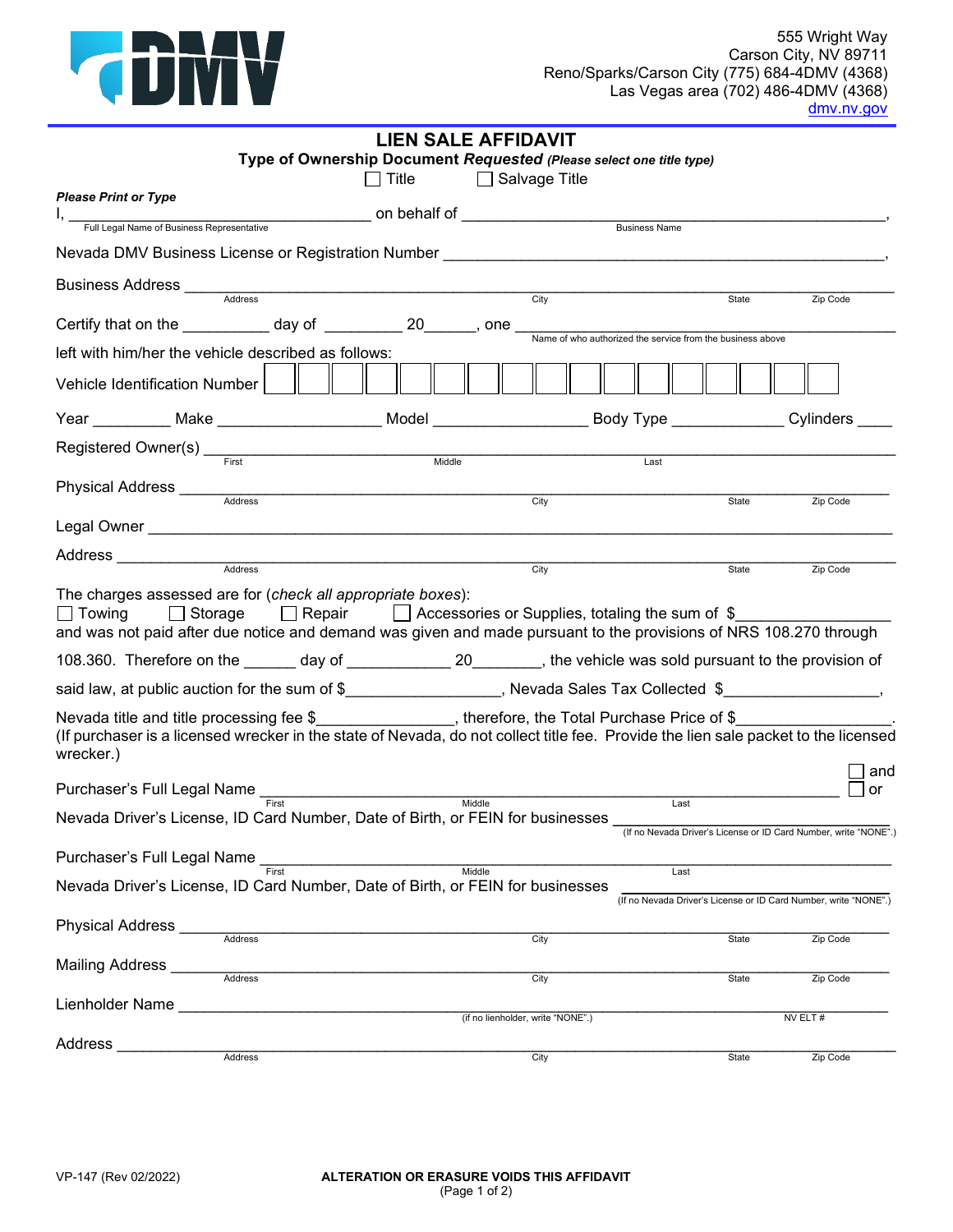DMV

555 Wright Way
Carson City, NV 89711
Reno/Sparks/Carson City (775) 684-4DMV (4368)
Las Vegas area (702) 486-4DMV (4368)
dmv.nv.gov

# LIEN SALE AFFIDAVIT

**Type of Ownership Document *Requested*** ***(Please select one title type)***

☐ Title ☐ Salvage Title

***Please Print or Type***

I, ______________________________________ on behalf of ______________________________________,
Full Legal Name of Business Representative — Business Name

Nevada DMV Business License or Registration Number ______________________________________,

Business Address ______________________________________
Address — City — State — Zip Code

Certify that on the __________ day of _________ 20______, one ______________________________________
Name of who authorized the service from the business above

left with him/her the vehicle described as follows:

Vehicle Identification Number ☐☐☐☐☐☐☐☐☐☐☐☐☐☐☐☐☐

Year _________ Make __________________ Model _________________ Body Type _____________ Cylinders ____

Registered Owner(s) ______________________________________
First — Middle — Last

Physical Address ______________________________________
Address — City — State — Zip Code

Legal Owner ______________________________________

Address ______________________________________
Address — City — State — Zip Code

The charges assessed are for (*check all appropriate boxes*):
☐ Towing ☐ Storage ☐ Repair ☐ Accessories or Supplies, totaling the sum of $_________________
and was not paid after due notice and demand was given and made pursuant to the provisions of NRS 108.270 through 108.360. Therefore on the ______ day of ____________ 20________, the vehicle was sold pursuant to the provision of said law, at public auction for the sum of $_________________, Nevada Sales Tax Collected $_________________,
Nevada title and title processing fee $_______________, therefore, the Total Purchase Price of $_________________.
(If purchaser is a licensed wrecker in the state of Nevada, do not collect title fee. Provide the lien sale packet to the licensed wrecker.)

Purchaser's Full Legal Name ______________________________________ ☐ and ☐ or
First — Middle — Last

Nevada Driver's License, ID Card Number, Date of Birth, or FEIN for businesses ______________________
(If no Nevada Driver's License or ID Card Number, write "NONE".)

Purchaser's Full Legal Name ______________________________________
First — Middle — Last

Nevada Driver's License, ID Card Number, Date of Birth, or FEIN for businesses ______________________
(If no Nevada Driver's License or ID Card Number, write "NONE".)

Physical Address ______________________________________
Address — City — State — Zip Code

Mailing Address ______________________________________
Address — City — State — Zip Code

Lienholder Name ______________________________________
(if no lienholder, write "NONE".) — NV ELT #

Address ______________________________________
Address — City — State — Zip Code

VP-147 (Rev 02/2022)

**ALTERATION OR ERASURE VOIDS THIS AFFIDAVIT**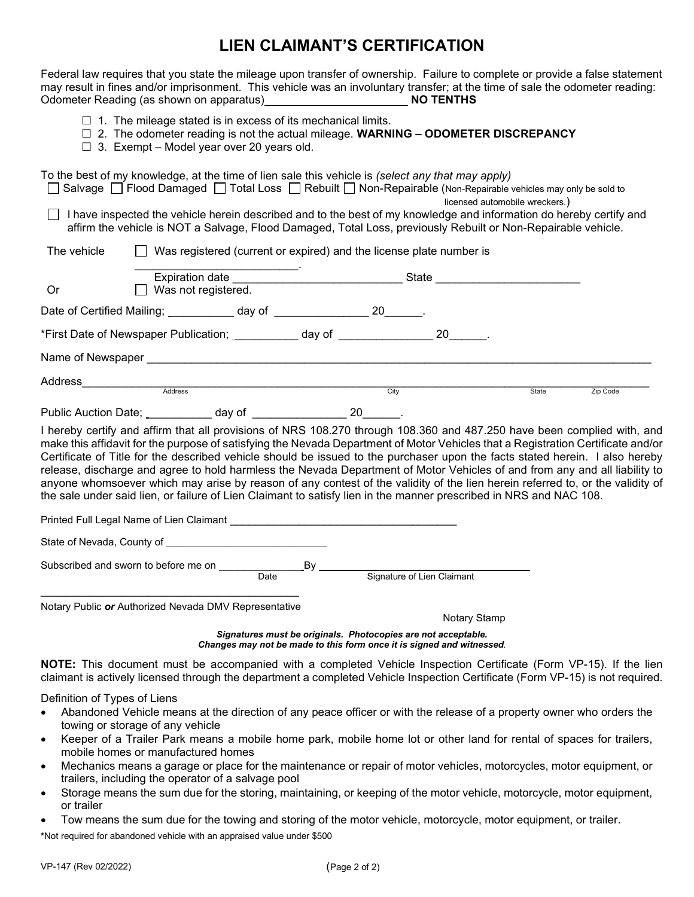# LIEN CLAIMANT'S CERTIFICATION

Federal law requires that you state the mileage upon transfer of ownership. Failure to complete or provide a false statement may result in fines and/or imprisonment. This vehicle was an involuntary transfer; at the time of sale the odometer reading: Odometer Reading (as shown on apparatus)________________________ **NO TENTHS**

- ☐ 1. The mileage stated is in excess of its mechanical limits.
- ☐ 2. The odometer reading is not the actual mileage. **WARNING – ODOMETER DISCREPANCY**
- ☐ 3. Exempt – Model year over 20 years old.

To the best of my knowledge, at the time of lien sale this vehicle is *(select any that may apply)*

☐ Salvage ☐ Flood Damaged ☐ Total Loss ☐ Rebuilt ☐ Non-Repairable (Non-Repairable vehicles may only be sold to licensed automobile wreckers.)

☐ I have inspected the vehicle herein described and to the best of my knowledge and information do hereby certify and affirm the vehicle is NOT a Salvage, Flood Damaged, Total Loss, previously Rebuilt or Non-Repairable vehicle.

The vehicle ☐ Was registered (current or expired) and the license plate number is __________________________.

Expiration date ___________________________ State _______________________

Or ☐ Was not registered.

Date of Certified Mailing; __________ day of _______________ 20______.

*First Date of Newspaper Publication; __________ day of _______________ 20______.

Name of Newspaper ________________________________________________________________________________

Address________________________________________________________________________________
Address City State Zip Code

Public Auction Date; __________ day of _______________ 20______.

I hereby certify and affirm that all provisions of NRS 108.270 through 108.360 and 487.250 have been complied with, and make this affidavit for the purpose of satisfying the Nevada Department of Motor Vehicles that a Registration Certificate and/or Certificate of Title for the described vehicle should be issued to the purchaser upon the facts stated herein. I also hereby release, discharge and agree to hold harmless the Nevada Department of Motor Vehicles of and from any and all liability to anyone whomsoever which may arise by reason of any contest of the validity of the lien herein referred to, or the validity of the sale under said lien, or failure of Lien Claimant to satisfy lien in the manner prescribed in NRS and NAC 108.

Printed Full Legal Name of Lien Claimant ________________________________________

State of Nevada, County of ____________________________

Subscribed and sworn to before me on ______________ By ____________________________________
Date Signature of Lien Claimant

____________________________________________
Notary Public *or* Authorized Nevada DMV Representative

Notary Stamp

***Signatures must be originals. Photocopies are not acceptable.***
***Changes may not be made to this form once it is signed and witnessed.***

**NOTE:** This document must be accompanied with a completed Vehicle Inspection Certificate (Form VP-15). If the lien claimant is actively licensed through the department a completed Vehicle Inspection Certificate (Form VP-15) is not required.

Definition of Types of Liens

- Abandoned Vehicle means at the direction of any peace officer or with the release of a property owner who orders the towing or storage of any vehicle
- Keeper of a Trailer Park means a mobile home park, mobile home lot or other land for rental of spaces for trailers, mobile homes or manufactured homes
- Mechanics means a garage or place for the maintenance or repair of motor vehicles, motorcycles, motor equipment, or trailers, including the operator of a salvage pool
- Storage means the sum due for the storing, maintaining, or keeping of the motor vehicle, motorcycle, motor equipment, or trailer
- Tow means the sum due for the towing and storing of the motor vehicle, motorcycle, motor equipment, or trailer.

*Not required for abandoned vehicle with an appraised value under $500

VP-147 (Rev 02/2022)